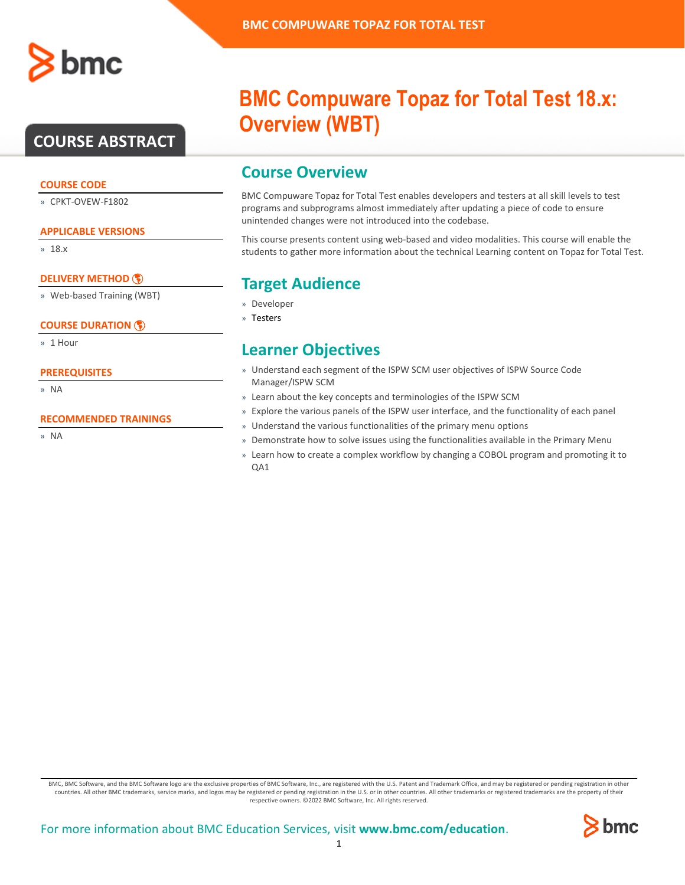# BMC Compuware Topaz for Total Test 18.x: Overview (WBT)

## COURSE ABSTRACT

### COURSE CODE

» CPKT-OVEW-F1802

### APPLICABLE VERSIONS

» 18.x

### DELIVERY METHOD

» Web-based Training (WBT)

### COURSE DURATION

» 1 Hour

### PREREQUISITES

» NA

### RECOMMENDED TRAININGS

» NA

## Course Overview

BMC Compuware Topaz for Total Test enables developers and testers at all skill levels to test programs and subprograms almost immediately after updating a piece of code to ensure unintended changes were not introduced into the codebase.

This course presents content using web-based and video modalities. This course will enable the students to gather more information about the technical Learning content on Topaz for Total Test.

## Target Audience

- Developer
- Testers

## Learner Objectives

- Understand each segment of the ISPW SCM user objectives of ISPW Source Code Manager/ISPW SCM
- Learn about the key concepts and terminologies of the ISPW SCM
- Explore the various panels of the ISPW user interface, and the functionality of each panel
- Understand the various functionalities of the primary menu options
- Demonstrate how to solve issues using the functionalities available in the Primary Menu
- Learn how to create a complex workflow by changing a COBOL program and promoting it to QA1

BMC, BMC Software, and the BMC Software logo are the exclusive properties of BMC Software, Inc., are registered with the U.S. Patent and Trademark Office, and may be registered or pending registration in other countries. All other BMC trademarks, service marks, and logos may be registered or pending registration in the U.S. or in other countries. All other trademarks or registered trademarks are the property of their respective owners. ©2022 BMC Software, Inc. All rights reserved.

For more information about BMC Education Services, visit **www.bmc.com/education**.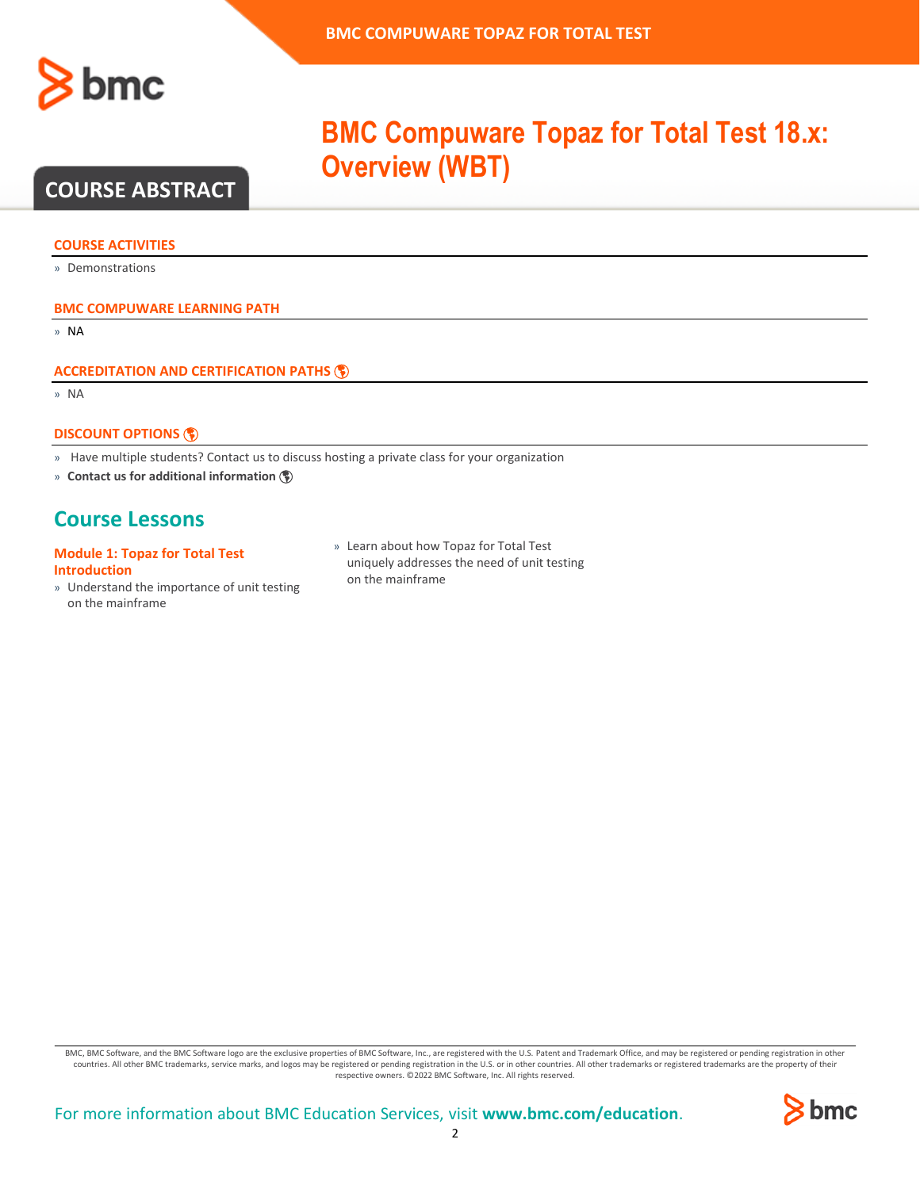# BMC Compuware Topaz for Total Test 18.x: Overview (WBT)

## COURSE ABSTRACT

### COURSE ACTIVITIES

- Demonstrations

### BMC COMPUWARE LEARNING PATH

- NA

### ACCREDITATION AND CERTIFICATION PATHS

- NA

### DISCOUNT OPTIONS

- Have multiple students? Contact us to discuss hosting a private class for your organization
- **Contact us for additional information**

## Course Lessons

### Module 1: Topaz for Total Test Introduction

- Understand the importance of unit testing on the mainframe
- Learn about how Topaz for Total Test uniquely addresses the need of unit testing on the mainframe

BMC, BMC Software, and the BMC Software logo are the exclusive properties of BMC Software, Inc., are registered with the U.S. Patent and Trademark Office, and may be registered or pending registration in other countries. All other BMC trademarks, service marks, and logos may be registered or pending registration in the U.S. or in other countries. All other trademarks or registered trademarks are the property of their respective owners. ©2022 BMC Software, Inc. All rights reserved.

For more information about BMC Education Services, visit **www.bmc.com/education**.